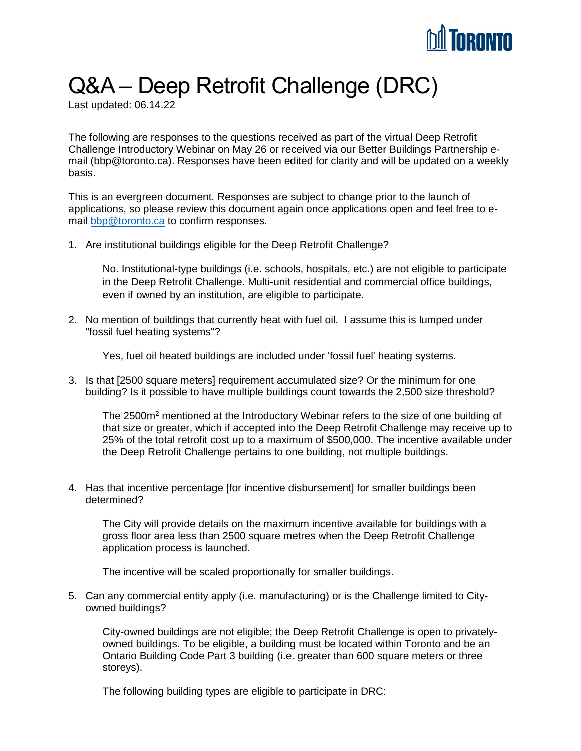# Q&A – Deep Retrofit Challenge (DRC)

Last updated: 06.14.22

The following are responses to the questions received as part of the virtual Deep Retrofit Challenge Introductory Webinar on May 26 or received via our Better Buildings Partnership e-mail (bbp@toronto.ca). Responses have been edited for clarity and will be updated on a weekly basis.

This is an evergreen document. Responses are subject to change prior to the launch of applications, so please review this document again once applications open and feel free to e-mail [bbp@toronto.ca](mailto:bbp@toronto.ca) to confirm responses.

1. Are institutional buildings eligible for the Deep Retrofit Challenge?

   No. Institutional-type buildings (i.e. schools, hospitals, etc.) are not eligible to participate in the Deep Retrofit Challenge. Multi-unit residential and commercial office buildings, even if owned by an institution, are eligible to participate.

2. No mention of buildings that currently heat with fuel oil. I assume this is lumped under "fossil fuel heating systems"?

   Yes, fuel oil heated buildings are included under 'fossil fuel' heating systems.

3. Is that [2500 square meters] requirement accumulated size? Or the minimum for one building? Is it possible to have multiple buildings count towards the 2,500 size threshold?

   The 2500m$^2$ mentioned at the Introductory Webinar refers to the size of one building of that size or greater, which if accepted into the Deep Retrofit Challenge may receive up to 25% of the total retrofit cost up to a maximum of $500,000. The incentive available under the Deep Retrofit Challenge pertains to one building, not multiple buildings.

4. Has that incentive percentage [for incentive disbursement] for smaller buildings been determined?

   The City will provide details on the maximum incentive available for buildings with a gross floor area less than 2500 square metres when the Deep Retrofit Challenge application process is launched.

   The incentive will be scaled proportionally for smaller buildings.

5. Can any commercial entity apply (i.e. manufacturing) or is the Challenge limited to City-owned buildings?

   City-owned buildings are not eligible; the Deep Retrofit Challenge is open to privately-owned buildings. To be eligible, a building must be located within Toronto and be an Ontario Building Code Part 3 building (i.e. greater than 600 square meters or three storeys).

   The following building types are eligible to participate in DRC: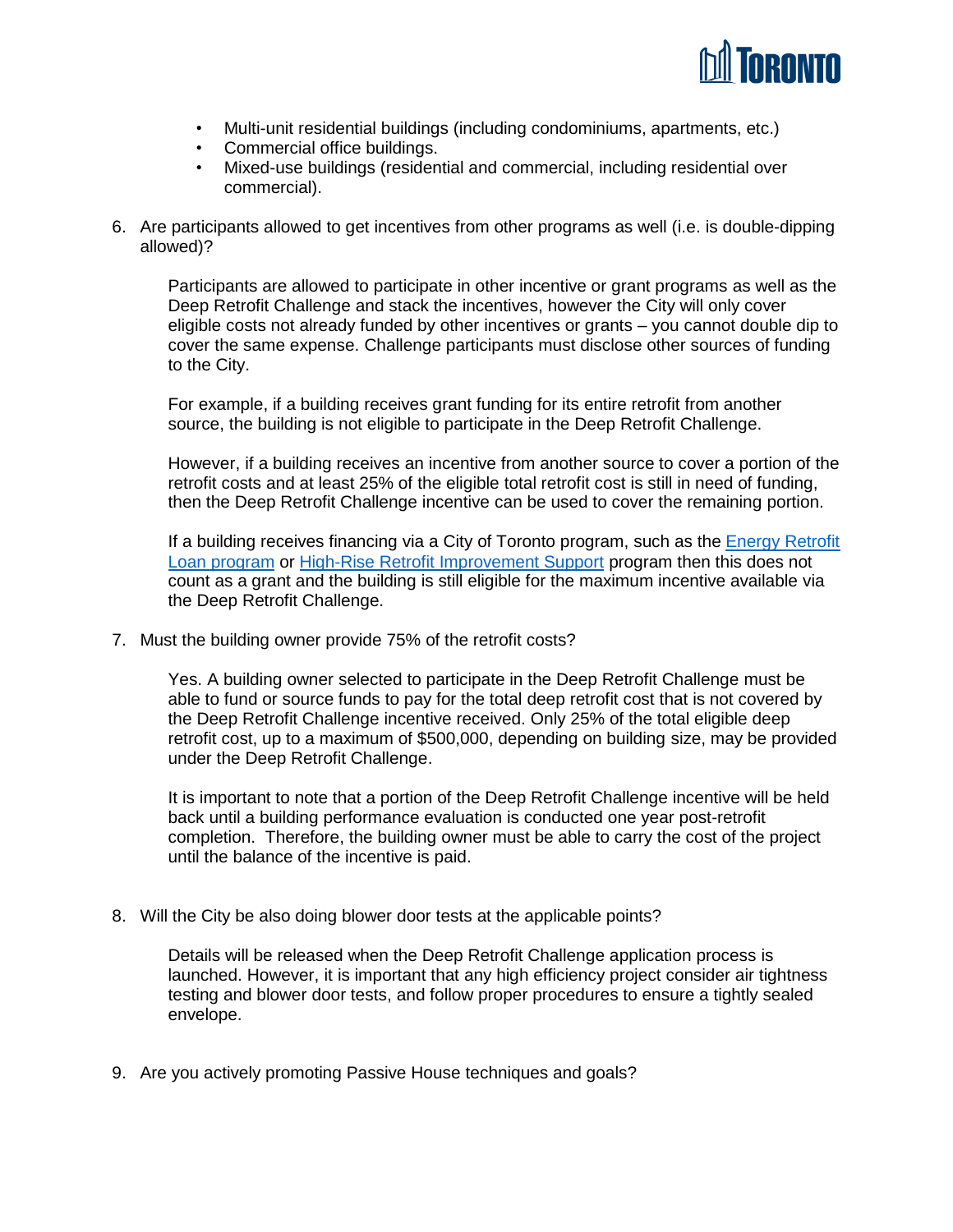- Multi-unit residential buildings (including condominiums, apartments, etc.)
- Commercial office buildings.
- Mixed-use buildings (residential and commercial, including residential over commercial).

6. Are participants allowed to get incentives from other programs as well (i.e. is double-dipping allowed)?

   Participants are allowed to participate in other incentive or grant programs as well as the Deep Retrofit Challenge and stack the incentives, however the City will only cover eligible costs not already funded by other incentives or grants – you cannot double dip to cover the same expense. Challenge participants must disclose other sources of funding to the City.

   For example, if a building receives grant funding for its entire retrofit from another source, the building is not eligible to participate in the Deep Retrofit Challenge.

   However, if a building receives an incentive from another source to cover a portion of the retrofit costs and at least 25% of the eligible total retrofit cost is still in need of funding, then the Deep Retrofit Challenge incentive can be used to cover the remaining portion.

   If a building receives financing via a City of Toronto program, such as the [Energy Retrofit Loan program] or [High-Rise Retrofit Improvement Support] program then this does not count as a grant and the building is still eligible for the maximum incentive available via the Deep Retrofit Challenge.

7. Must the building owner provide 75% of the retrofit costs?

   Yes. A building owner selected to participate in the Deep Retrofit Challenge must be able to fund or source funds to pay for the total deep retrofit cost that is not covered by the Deep Retrofit Challenge incentive received. Only 25% of the total eligible deep retrofit cost, up to a maximum of $500,000, depending on building size, may be provided under the Deep Retrofit Challenge.

   It is important to note that a portion of the Deep Retrofit Challenge incentive will be held back until a building performance evaluation is conducted one year post-retrofit completion. Therefore, the building owner must be able to carry the cost of the project until the balance of the incentive is paid.

8. Will the City be also doing blower door tests at the applicable points?

   Details will be released when the Deep Retrofit Challenge application process is launched. However, it is important that any high efficiency project consider air tightness testing and blower door tests, and follow proper procedures to ensure a tightly sealed envelope.

9. Are you actively promoting Passive House techniques and goals?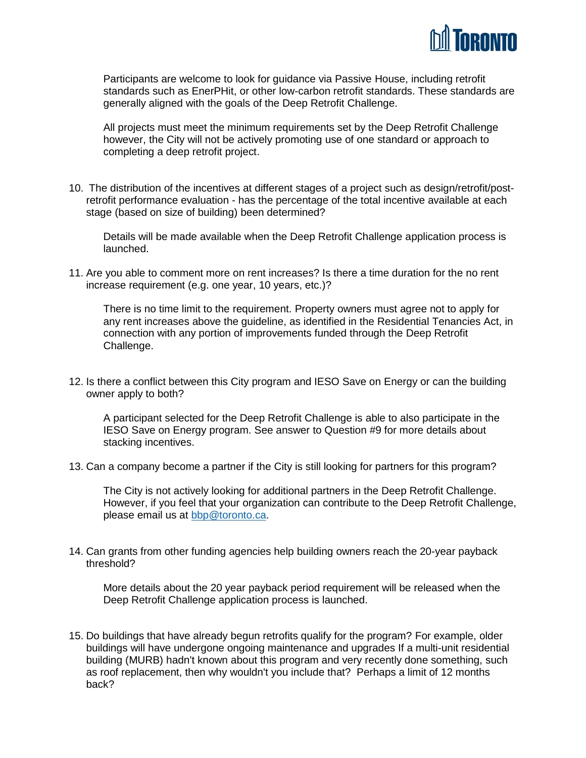Participants are welcome to look for guidance via Passive House, including retrofit standards such as EnerPHit, or other low-carbon retrofit standards. These standards are generally aligned with the goals of the Deep Retrofit Challenge.

All projects must meet the minimum requirements set by the Deep Retrofit Challenge however, the City will not be actively promoting use of one standard or approach to completing a deep retrofit project.

10. The distribution of the incentives at different stages of a project such as design/retrofit/post-retrofit performance evaluation - has the percentage of the total incentive available at each stage (based on size of building) been determined?

    Details will be made available when the Deep Retrofit Challenge application process is launched.

11. Are you able to comment more on rent increases? Is there a time duration for the no rent increase requirement (e.g. one year, 10 years, etc.)?

    There is no time limit to the requirement. Property owners must agree not to apply for any rent increases above the guideline, as identified in the Residential Tenancies Act, in connection with any portion of improvements funded through the Deep Retrofit Challenge.

12. Is there a conflict between this City program and IESO Save on Energy or can the building owner apply to both?

    A participant selected for the Deep Retrofit Challenge is able to also participate in the IESO Save on Energy program. See answer to Question #9 for more details about stacking incentives.

13. Can a company become a partner if the City is still looking for partners for this program?

    The City is not actively looking for additional partners in the Deep Retrofit Challenge. However, if you feel that your organization can contribute to the Deep Retrofit Challenge, please email us at [bbp@toronto.ca](mailto:bbp@toronto.ca).

14. Can grants from other funding agencies help building owners reach the 20-year payback threshold?

    More details about the 20 year payback period requirement will be released when the Deep Retrofit Challenge application process is launched.

15. Do buildings that have already begun retrofits qualify for the program? For example, older buildings will have undergone ongoing maintenance and upgrades If a multi-unit residential building (MURB) hadn't known about this program and very recently done something, such as roof replacement, then why wouldn't you include that? Perhaps a limit of 12 months back?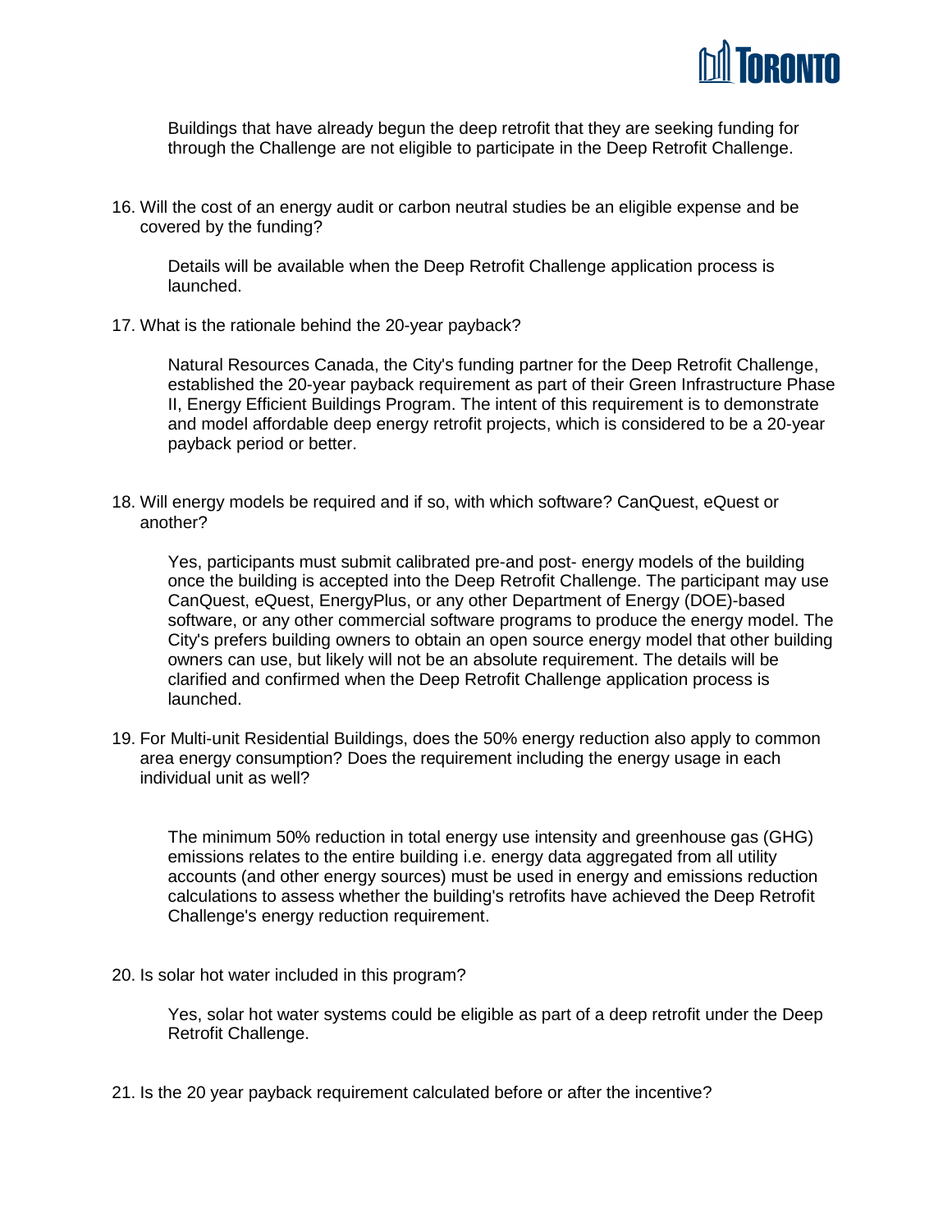Buildings that have already begun the deep retrofit that they are seeking funding for through the Challenge are not eligible to participate in the Deep Retrofit Challenge.

16. Will the cost of an energy audit or carbon neutral studies be an eligible expense and be covered by the funding?

    Details will be available when the Deep Retrofit Challenge application process is launched.

17. What is the rationale behind the 20-year payback?

    Natural Resources Canada, the City's funding partner for the Deep Retrofit Challenge, established the 20-year payback requirement as part of their Green Infrastructure Phase II, Energy Efficient Buildings Program. The intent of this requirement is to demonstrate and model affordable deep energy retrofit projects, which is considered to be a 20-year payback period or better.

18. Will energy models be required and if so, with which software? CanQuest, eQuest or another?

    Yes, participants must submit calibrated pre-and post- energy models of the building once the building is accepted into the Deep Retrofit Challenge. The participant may use CanQuest, eQuest, EnergyPlus, or any other Department of Energy (DOE)-based software, or any other commercial software programs to produce the energy model. The City's prefers building owners to obtain an open source energy model that other building owners can use, but likely will not be an absolute requirement. The details will be clarified and confirmed when the Deep Retrofit Challenge application process is launched.

19. For Multi-unit Residential Buildings, does the 50% energy reduction also apply to common area energy consumption? Does the requirement including the energy usage in each individual unit as well?

    The minimum 50% reduction in total energy use intensity and greenhouse gas (GHG) emissions relates to the entire building i.e. energy data aggregated from all utility accounts (and other energy sources) must be used in energy and emissions reduction calculations to assess whether the building's retrofits have achieved the Deep Retrofit Challenge's energy reduction requirement.

20. Is solar hot water included in this program?

    Yes, solar hot water systems could be eligible as part of a deep retrofit under the Deep Retrofit Challenge.

21. Is the 20 year payback requirement calculated before or after the incentive?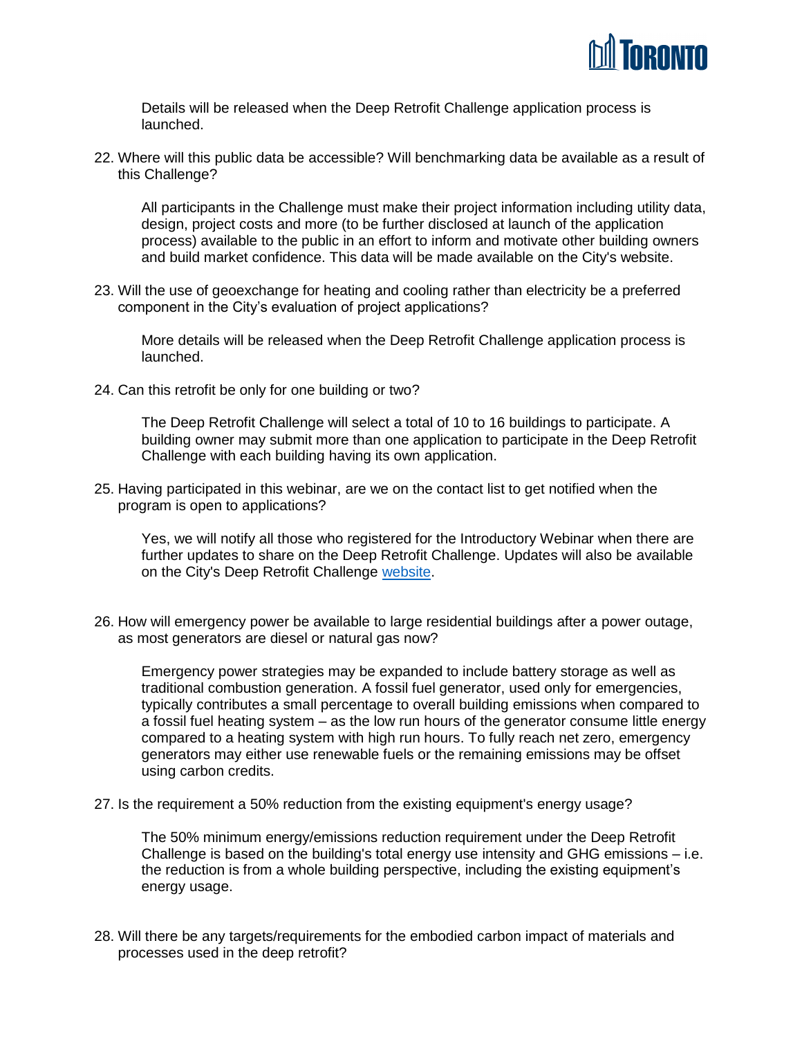Details will be released when the Deep Retrofit Challenge application process is launched.

22. Where will this public data be accessible? Will benchmarking data be available as a result of this Challenge?

    All participants in the Challenge must make their project information including utility data, design, project costs and more (to be further disclosed at launch of the application process) available to the public in an effort to inform and motivate other building owners and build market confidence. This data will be made available on the City's website.

23. Will the use of geoexchange for heating and cooling rather than electricity be a preferred component in the City's evaluation of project applications?

    More details will be released when the Deep Retrofit Challenge application process is launched.

24. Can this retrofit be only for one building or two?

    The Deep Retrofit Challenge will select a total of 10 to 16 buildings to participate. A building owner may submit more than one application to participate in the Deep Retrofit Challenge with each building having its own application.

25. Having participated in this webinar, are we on the contact list to get notified when the program is open to applications?

    Yes, we will notify all those who registered for the Introductory Webinar when there are further updates to share on the Deep Retrofit Challenge. Updates will also be available on the City's Deep Retrofit Challenge website.

26. How will emergency power be available to large residential buildings after a power outage, as most generators are diesel or natural gas now?

    Emergency power strategies may be expanded to include battery storage as well as traditional combustion generation. A fossil fuel generator, used only for emergencies, typically contributes a small percentage to overall building emissions when compared to a fossil fuel heating system – as the low run hours of the generator consume little energy compared to a heating system with high run hours. To fully reach net zero, emergency generators may either use renewable fuels or the remaining emissions may be offset using carbon credits.

27. Is the requirement a 50% reduction from the existing equipment's energy usage?

    The 50% minimum energy/emissions reduction requirement under the Deep Retrofit Challenge is based on the building's total energy use intensity and GHG emissions – i.e. the reduction is from a whole building perspective, including the existing equipment's energy usage.

28. Will there be any targets/requirements for the embodied carbon impact of materials and processes used in the deep retrofit?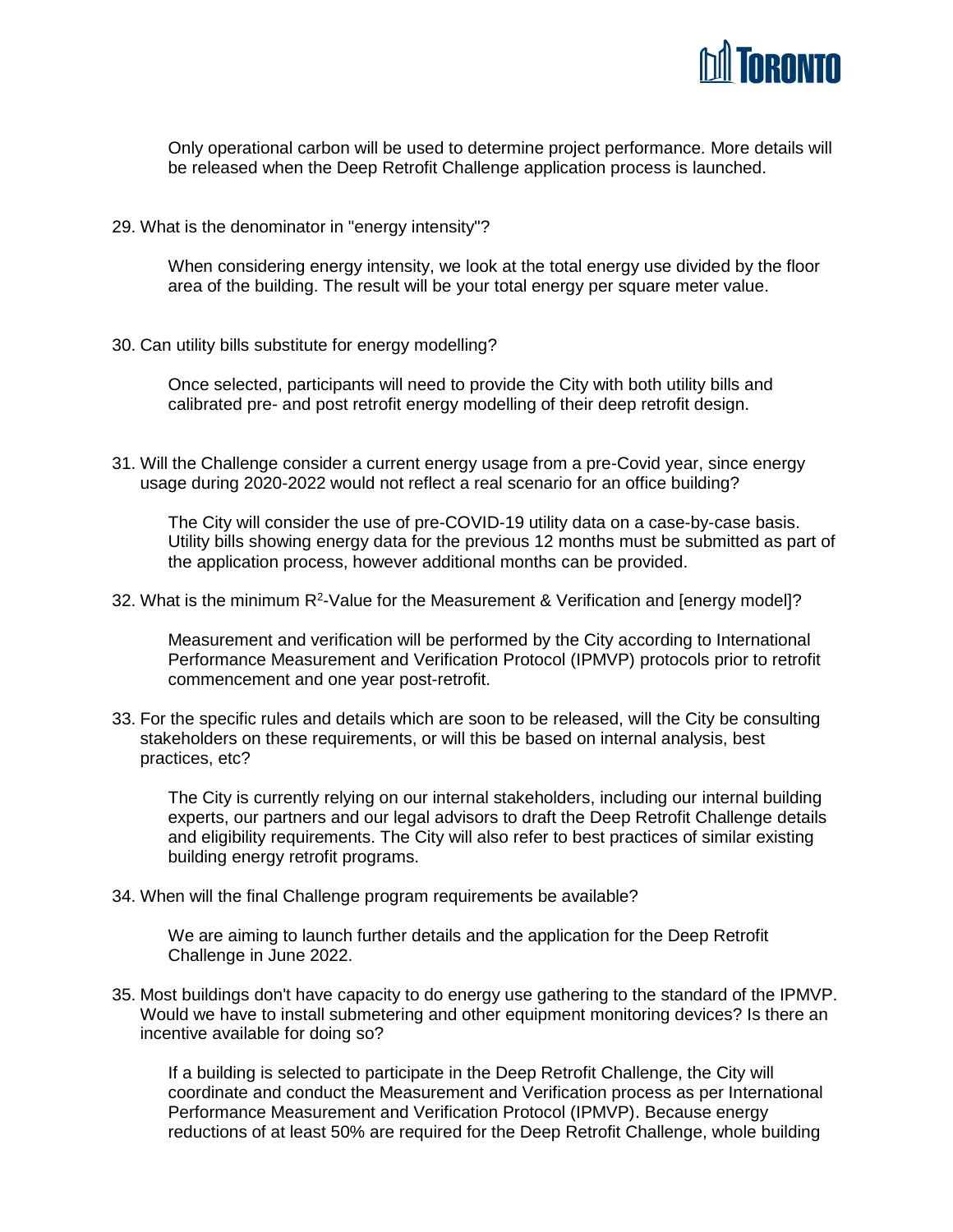Only operational carbon will be used to determine project performance. More details will be released when the Deep Retrofit Challenge application process is launched.

29. What is the denominator in "energy intensity"?

    When considering energy intensity, we look at the total energy use divided by the floor area of the building. The result will be your total energy per square meter value.

30. Can utility bills substitute for energy modelling?

    Once selected, participants will need to provide the City with both utility bills and calibrated pre- and post retrofit energy modelling of their deep retrofit design.

31. Will the Challenge consider a current energy usage from a pre-Covid year, since energy usage during 2020-2022 would not reflect a real scenario for an office building?

    The City will consider the use of pre-COVID-19 utility data on a case-by-case basis. Utility bills showing energy data for the previous 12 months must be submitted as part of the application process, however additional months can be provided.

32. What is the minimum $R^2$-Value for the Measurement & Verification and [energy model]?

    Measurement and verification will be performed by the City according to International Performance Measurement and Verification Protocol (IPMVP) protocols prior to retrofit commencement and one year post-retrofit.

33. For the specific rules and details which are soon to be released, will the City be consulting stakeholders on these requirements, or will this be based on internal analysis, best practices, etc?

    The City is currently relying on our internal stakeholders, including our internal building experts, our partners and our legal advisors to draft the Deep Retrofit Challenge details and eligibility requirements. The City will also refer to best practices of similar existing building energy retrofit programs.

34. When will the final Challenge program requirements be available?

    We are aiming to launch further details and the application for the Deep Retrofit Challenge in June 2022.

35. Most buildings don't have capacity to do energy use gathering to the standard of the IPMVP. Would we have to install submetering and other equipment monitoring devices? Is there an incentive available for doing so?

    If a building is selected to participate in the Deep Retrofit Challenge, the City will coordinate and conduct the Measurement and Verification process as per International Performance Measurement and Verification Protocol (IPMVP). Because energy reductions of at least 50% are required for the Deep Retrofit Challenge, whole building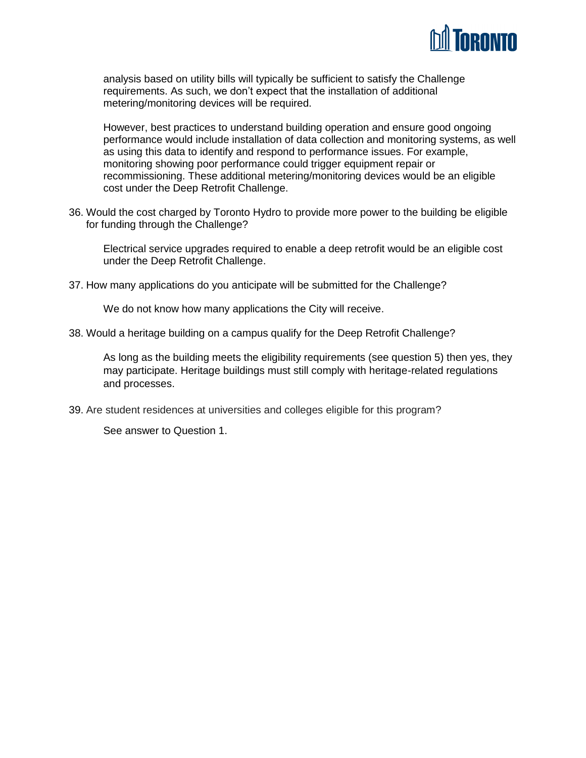analysis based on utility bills will typically be sufficient to satisfy the Challenge requirements. As such, we don't expect that the installation of additional metering/monitoring devices will be required.

However, best practices to understand building operation and ensure good ongoing performance would include installation of data collection and monitoring systems, as well as using this data to identify and respond to performance issues. For example, monitoring showing poor performance could trigger equipment repair or recommissioning. These additional metering/monitoring devices would be an eligible cost under the Deep Retrofit Challenge.

36. Would the cost charged by Toronto Hydro to provide more power to the building be eligible for funding through the Challenge?

    Electrical service upgrades required to enable a deep retrofit would be an eligible cost under the Deep Retrofit Challenge.

37. How many applications do you anticipate will be submitted for the Challenge?

    We do not know how many applications the City will receive.

38. Would a heritage building on a campus qualify for the Deep Retrofit Challenge?

    As long as the building meets the eligibility requirements (see question 5) then yes, they may participate. Heritage buildings must still comply with heritage-related regulations and processes.

39. Are student residences at universities and colleges eligible for this program?

    See answer to Question 1.